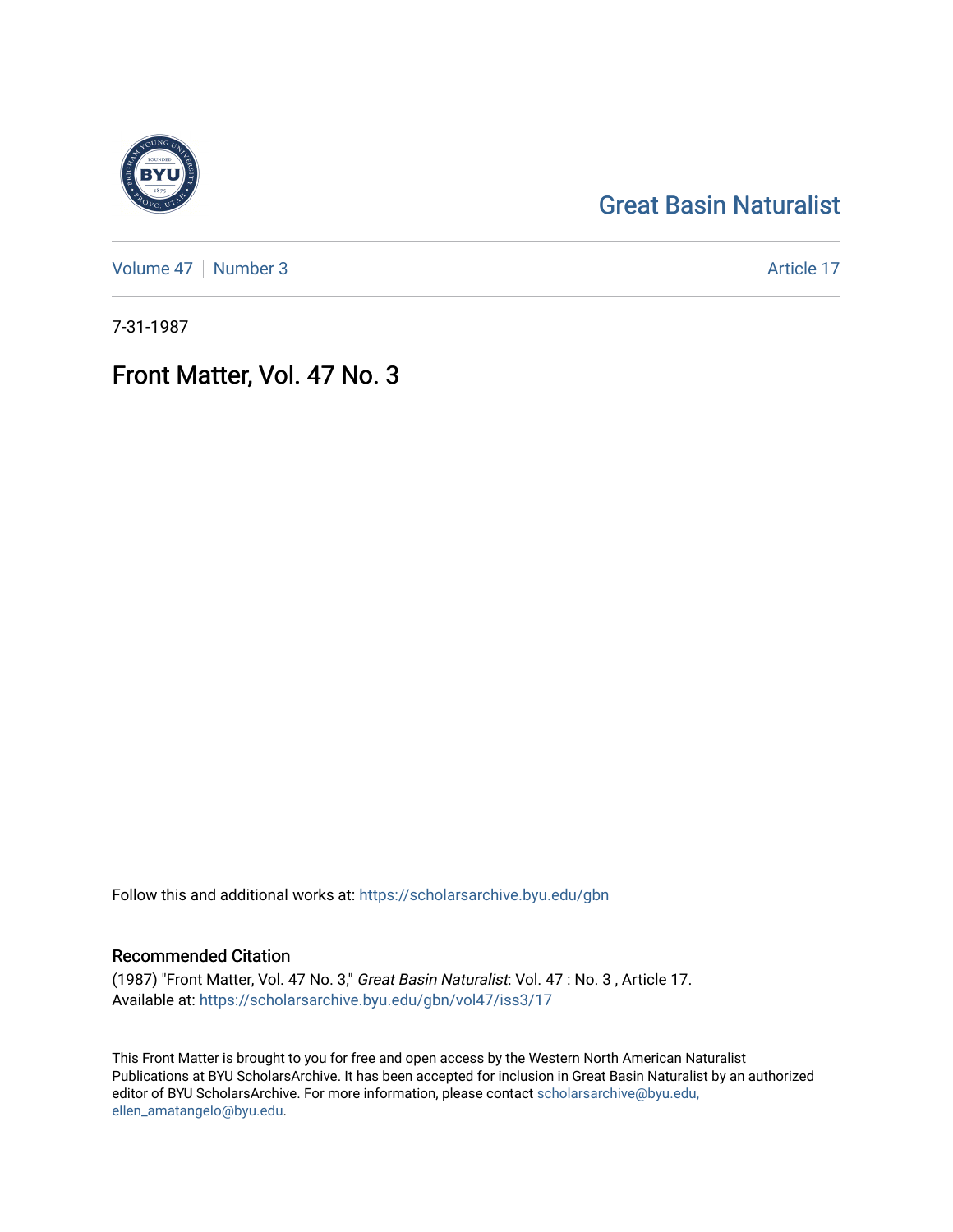Great Basin Naturalist

Volume 47 | Number 3 — Article 17

7-31-1987

# Front Matter, Vol. 47 No. 3

Follow this and additional works at: https://scholarsarchive.byu.edu/gbn

## Recommended Citation

(1987) "Front Matter, Vol. 47 No. 3," *Great Basin Naturalist*: Vol. 47 : No. 3 , Article 17.
Available at: https://scholarsarchive.byu.edu/gbn/vol47/iss3/17

This Front Matter is brought to you for free and open access by the Western North American Naturalist Publications at BYU ScholarsArchive. It has been accepted for inclusion in Great Basin Naturalist by an authorized editor of BYU ScholarsArchive. For more information, please contact scholarsarchive@byu.edu, ellen_amatangelo@byu.edu.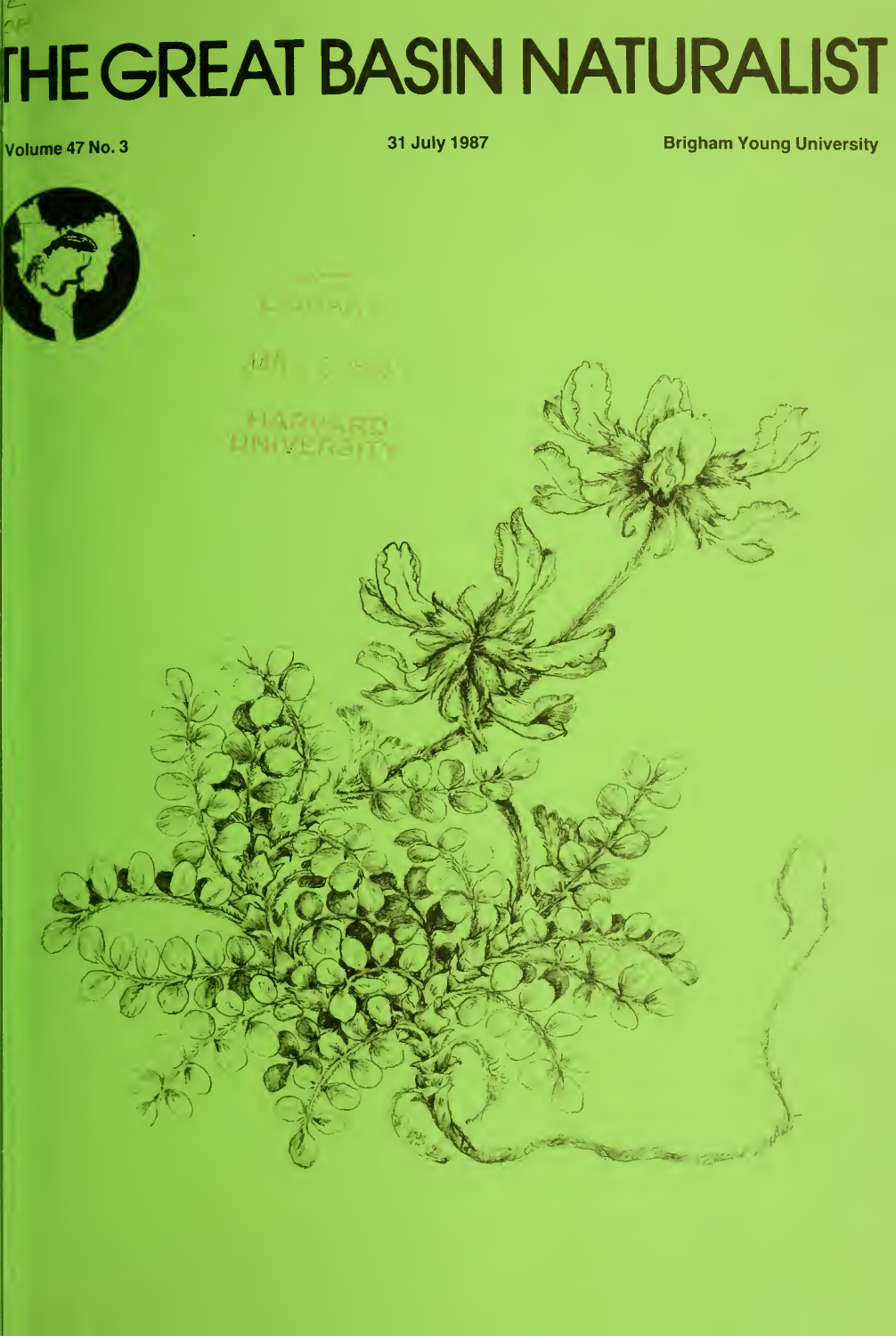# THE GREAT BASIN NATURALIST

Volume 47 No. 3

31 July 1987

Brigham Young University

LIBRARY

HARVARD UNIVERSITY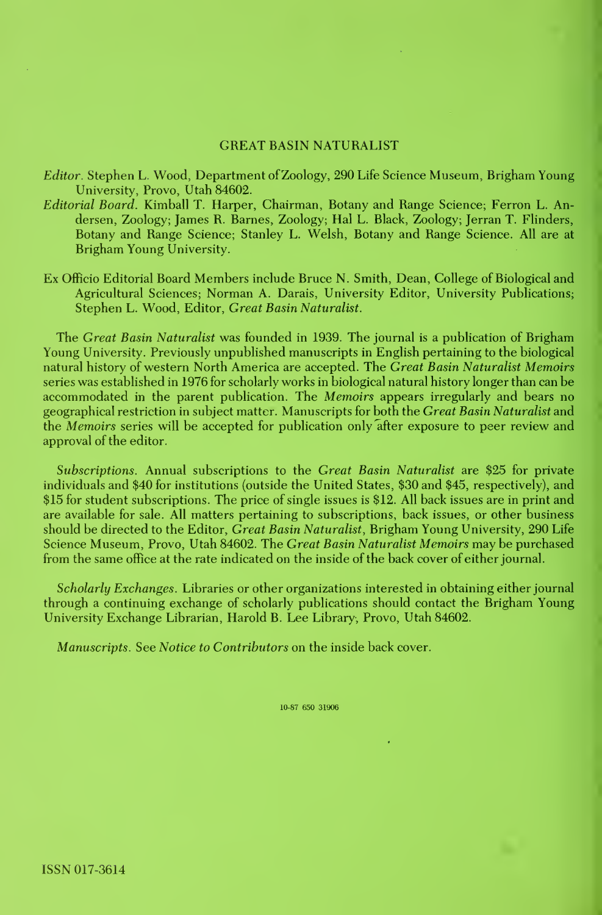# GREAT BASIN NATURALIST

*Editor.* Stephen L. Wood, Department of Zoology, 290 Life Science Museum, Brigham Young University, Provo, Utah 84602.

*Editorial Board.* Kimball T. Harper, Chairman, Botany and Range Science; Ferron L. Andersen, Zoology; James R. Barnes, Zoology; Hal L. Black, Zoology; Jerran T. Flinders, Botany and Range Science; Stanley L. Welsh, Botany and Range Science. All are at Brigham Young University.

Ex Officio Editorial Board Members include Bruce N. Smith, Dean, College of Biological and Agricultural Sciences; Norman A. Darais, University Editor, University Publications; Stephen L. Wood, Editor, *Great Basin Naturalist.*

The *Great Basin Naturalist* was founded in 1939. The journal is a publication of Brigham Young University. Previously unpublished manuscripts in English pertaining to the biological natural history of western North America are accepted. The *Great Basin Naturalist Memoirs* series was established in 1976 for scholarly works in biological natural history longer than can be accommodated in the parent publication. The *Memoirs* appears irregularly and bears no geographical restriction in subject matter. Manuscripts for both the *Great Basin Naturalist* and the *Memoirs* series will be accepted for publication only after exposure to peer review and approval of the editor.

*Subscriptions.* Annual subscriptions to the *Great Basin Naturalist* are $25 for private individuals and $40 for institutions (outside the United States, $30 and $45, respectively), and $15 for student subscriptions. The price of single issues is $12. All back issues are in print and are available for sale. All matters pertaining to subscriptions, back issues, or other business should be directed to the Editor, *Great Basin Naturalist*, Brigham Young University, 290 Life Science Museum, Provo, Utah 84602. The *Great Basin Naturalist Memoirs* may be purchased from the same office at the rate indicated on the inside of the back cover of either journal.

*Scholarly Exchanges.* Libraries or other organizations interested in obtaining either journal through a continuing exchange of scholarly publications should contact the Brigham Young University Exchange Librarian, Harold B. Lee Library, Provo, Utah 84602.

*Manuscripts.* See *Notice to Contributors* on the inside back cover.

10-87 650 31906

ISSN 017-3614